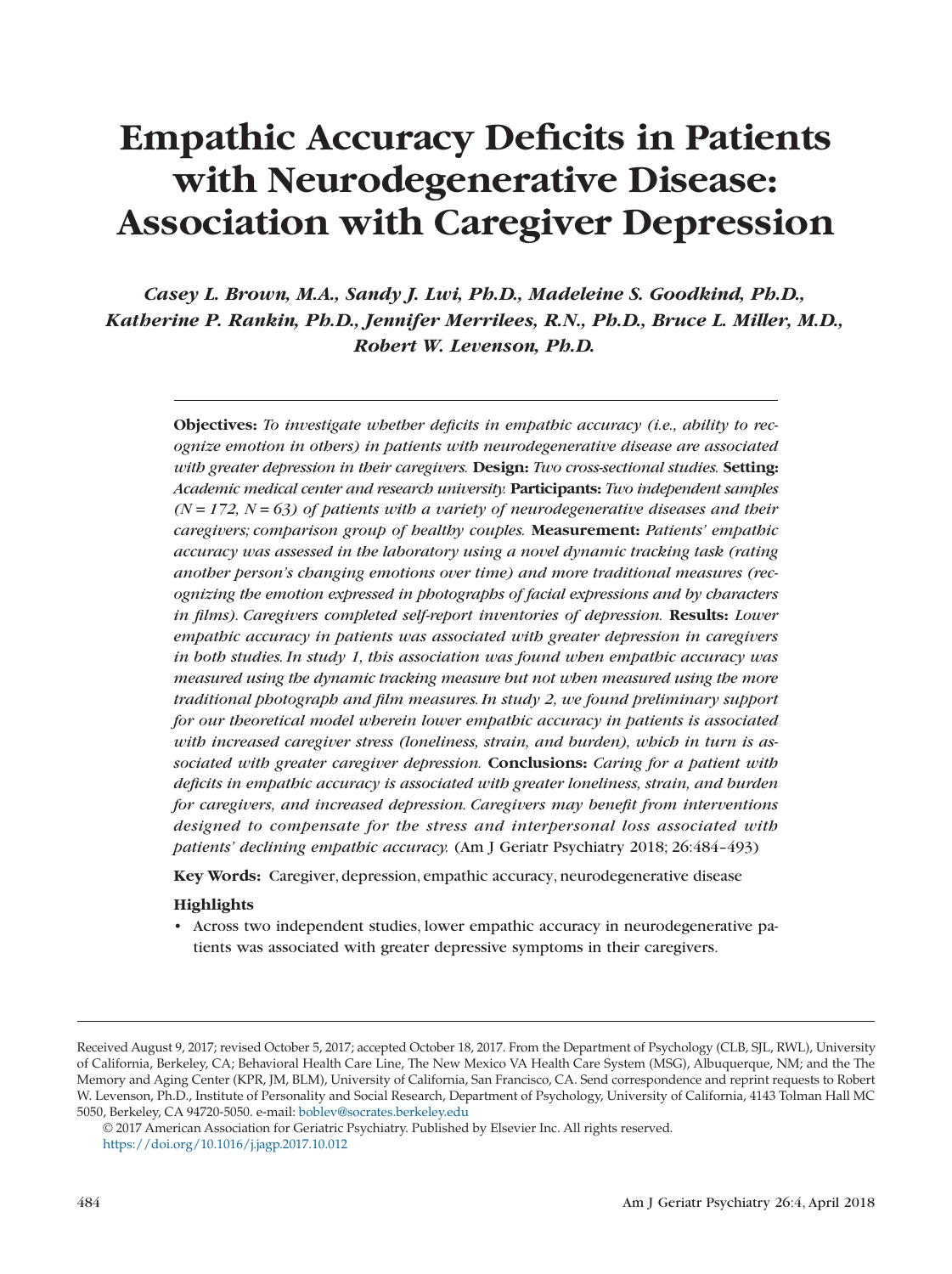# Empathic Accuracy Deficits in Patients with Neurodegenerative Disease: Association with Caregiver Depression

***Casey L. Brown, M.A., Sandy J. Lwi, Ph.D., Madeleine S. Goodkind, Ph.D., Katherine P. Rankin, Ph.D., Jennifer Merrilees, R.N., Ph.D., Bruce L. Miller, M.D., Robert W. Levenson, Ph.D.***

---

**Objectives:** *To investigate whether deficits in empathic accuracy (i.e., ability to recognize emotion in others) in patients with neurodegenerative disease are associated with greater depression in their caregivers.* **Design:** *Two cross-sectional studies.* **Setting:** *Academic medical center and research university.* **Participants:** *Two independent samples (N = 172, N = 63) of patients with a variety of neurodegenerative diseases and their caregivers; comparison group of healthy couples.* **Measurement:** *Patients' empathic accuracy was assessed in the laboratory using a novel dynamic tracking task (rating another person's changing emotions over time) and more traditional measures (recognizing the emotion expressed in photographs of facial expressions and by characters in films). Caregivers completed self-report inventories of depression.* **Results:** *Lower empathic accuracy in patients was associated with greater depression in caregivers in both studies. In study 1, this association was found when empathic accuracy was measured using the dynamic tracking measure but not when measured using the more traditional photograph and film measures. In study 2, we found preliminary support for our theoretical model wherein lower empathic accuracy in patients is associated with increased caregiver stress (loneliness, strain, and burden), which in turn is associated with greater caregiver depression.* **Conclusions:** *Caring for a patient with deficits in empathic accuracy is associated with greater loneliness, strain, and burden for caregivers, and increased depression. Caregivers may benefit from interventions designed to compensate for the stress and interpersonal loss associated with patients' declining empathic accuracy.* (Am J Geriatr Psychiatry 2018; 26:484–493)

**Key Words:** Caregiver, depression, empathic accuracy, neurodegenerative disease

**Highlights**

- Across two independent studies, lower empathic accuracy in neurodegenerative patients was associated with greater depressive symptoms in their caregivers.

---

Received August 9, 2017; revised October 5, 2017; accepted October 18, 2017. From the Department of Psychology (CLB, SJL, RWL), University of California, Berkeley, CA; Behavioral Health Care Line, The New Mexico VA Health Care System (MSG), Albuquerque, NM; and the The Memory and Aging Center (KPR, JM, BLM), University of California, San Francisco, CA. Send correspondence and reprint requests to Robert W. Levenson, Ph.D., Institute of Personality and Social Research, Department of Psychology, University of California, 4143 Tolman Hall MC 5050, Berkeley, CA 94720-5050. e-mail: boblev@socrates.berkeley.edu

© 2017 American Association for Geriatric Psychiatry. Published by Elsevier Inc. All rights reserved.
https://doi.org/10.1016/j.jagp.2017.10.012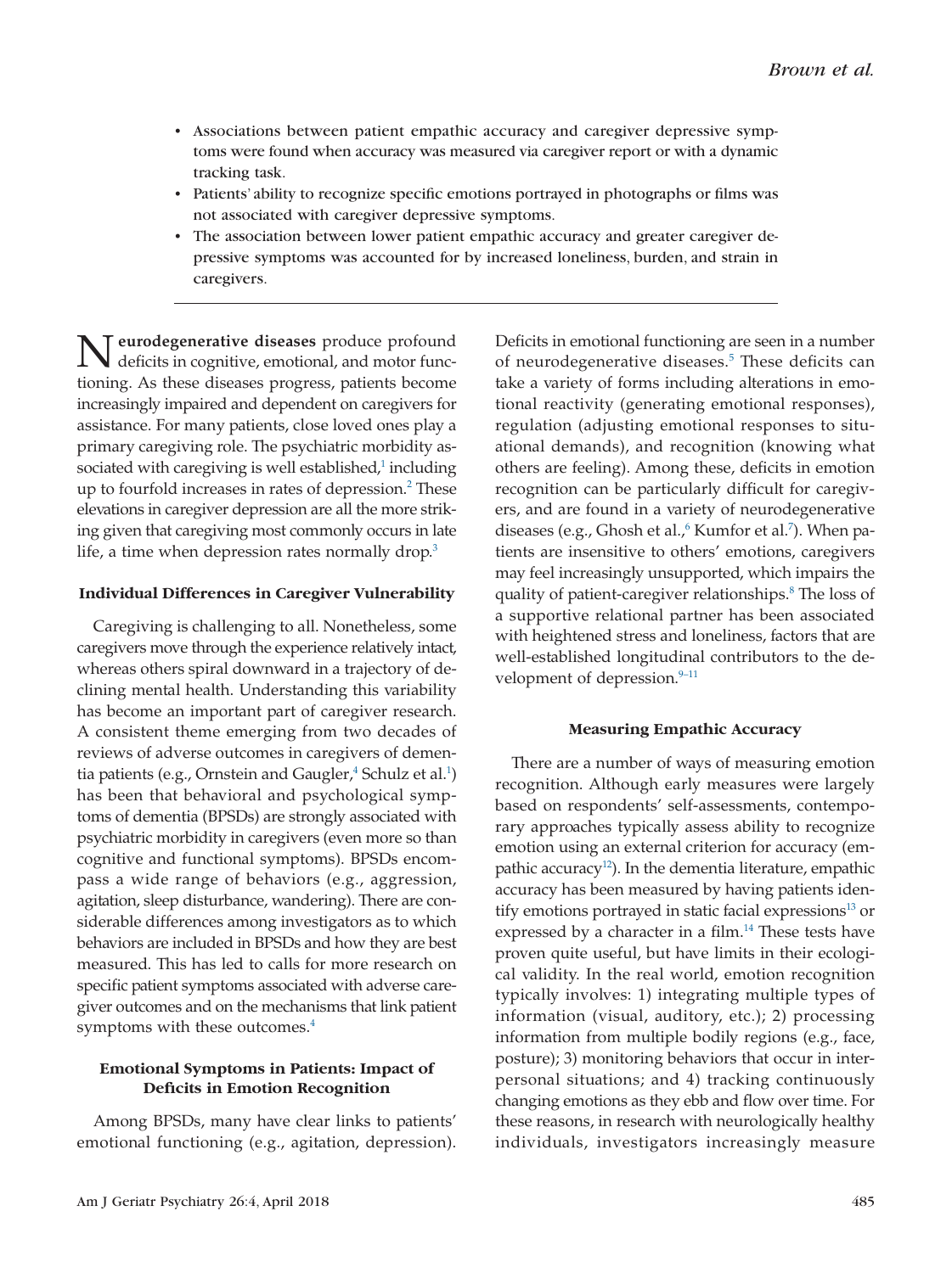- Associations between patient empathic accuracy and caregiver depressive symptoms were found when accuracy was measured via caregiver report or with a dynamic tracking task.
- Patients' ability to recognize specific emotions portrayed in photographs or films was not associated with caregiver depressive symptoms.
- The association between lower patient empathic accuracy and greater caregiver depressive symptoms was accounted for by increased loneliness, burden, and strain in caregivers.

**Neurodegenerative diseases** produce profound deficits in cognitive, emotional, and motor functioning. As these diseases progress, patients become increasingly impaired and dependent on caregivers for assistance. For many patients, close loved ones play a primary caregiving role. The psychiatric morbidity associated with caregiving is well established,[1] including up to fourfold increases in rates of depression.[2] These elevations in caregiver depression are all the more striking given that caregiving most commonly occurs in late life, a time when depression rates normally drop.[3]

### Individual Differences in Caregiver Vulnerability

Caregiving is challenging to all. Nonetheless, some caregivers move through the experience relatively intact, whereas others spiral downward in a trajectory of declining mental health. Understanding this variability has become an important part of caregiver research. A consistent theme emerging from two decades of reviews of adverse outcomes in caregivers of dementia patients (e.g., Ornstein and Gaugler,[4] Schulz et al.[1]) has been that behavioral and psychological symptoms of dementia (BPSDs) are strongly associated with psychiatric morbidity in caregivers (even more so than cognitive and functional symptoms). BPSDs encompass a wide range of behaviors (e.g., aggression, agitation, sleep disturbance, wandering). There are considerable differences among investigators as to which behaviors are included in BPSDs and how they are best measured. This has led to calls for more research on specific patient symptoms associated with adverse caregiver outcomes and on the mechanisms that link patient symptoms with these outcomes.[4]

### Emotional Symptoms in Patients: Impact of Deficits in Emotion Recognition

Among BPSDs, many have clear links to patients' emotional functioning (e.g., agitation, depression). Deficits in emotional functioning are seen in a number of neurodegenerative diseases.[5] These deficits can take a variety of forms including alterations in emotional reactivity (generating emotional responses), regulation (adjusting emotional responses to situational demands), and recognition (knowing what others are feeling). Among these, deficits in emotion recognition can be particularly difficult for caregivers, and are found in a variety of neurodegenerative diseases (e.g., Ghosh et al.,[6] Kumfor et al.[7]). When patients are insensitive to others' emotions, caregivers may feel increasingly unsupported, which impairs the quality of patient-caregiver relationships.[8] The loss of a supportive relational partner has been associated with heightened stress and loneliness, factors that are well-established longitudinal contributors to the development of depression.[9–11]

### Measuring Empathic Accuracy

There are a number of ways of measuring emotion recognition. Although early measures were largely based on respondents' self-assessments, contemporary approaches typically assess ability to recognize emotion using an external criterion for accuracy (empathic accuracy[12]). In the dementia literature, empathic accuracy has been measured by having patients identify emotions portrayed in static facial expressions[13] or expressed by a character in a film.[14] These tests have proven quite useful, but have limits in their ecological validity. In the real world, emotion recognition typically involves: 1) integrating multiple types of information (visual, auditory, etc.); 2) processing information from multiple bodily regions (e.g., face, posture); 3) monitoring behaviors that occur in interpersonal situations; and 4) tracking continuously changing emotions as they ebb and flow over time. For these reasons, in research with neurologically healthy individuals, investigators increasingly measure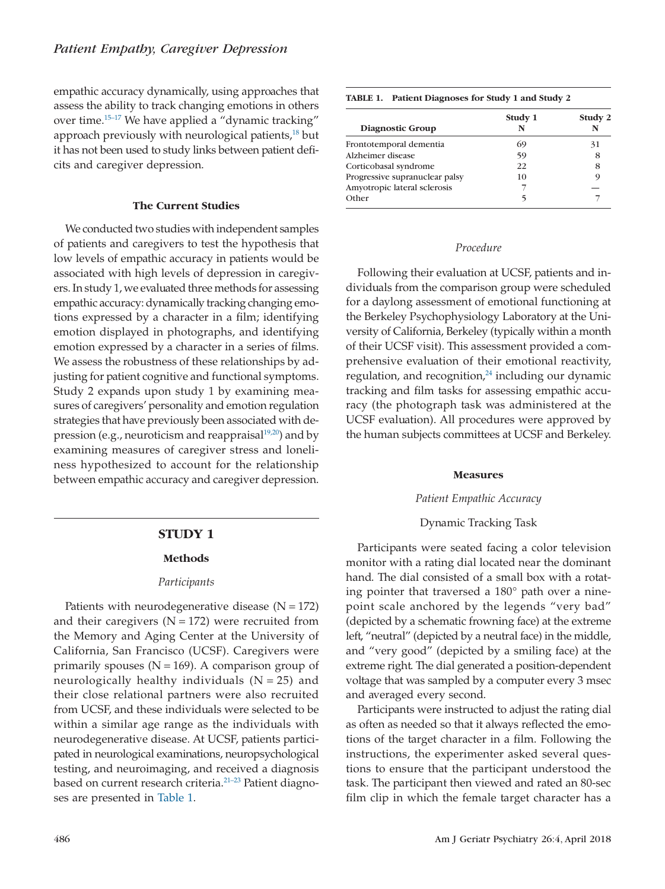empathic accuracy dynamically, using approaches that assess the ability to track changing emotions in others over time.[15–17] We have applied a "dynamic tracking" approach previously with neurological patients,[18] but it has not been used to study links between patient deficits and caregiver depression.

### The Current Studies

We conducted two studies with independent samples of patients and caregivers to test the hypothesis that low levels of empathic accuracy in patients would be associated with high levels of depression in caregivers. In study 1, we evaluated three methods for assessing empathic accuracy: dynamically tracking changing emotions expressed by a character in a film; identifying emotion displayed in photographs, and identifying emotion expressed by a character in a series of films. We assess the robustness of these relationships by adjusting for patient cognitive and functional symptoms. Study 2 expands upon study 1 by examining measures of caregivers' personality and emotion regulation strategies that have previously been associated with depression (e.g., neuroticism and reappraisal[19,20]) and by examining measures of caregiver stress and loneliness hypothesized to account for the relationship between empathic accuracy and caregiver depression.

## STUDY 1

### Methods

#### *Participants*

Patients with neurodegenerative disease (N = 172) and their caregivers (N = 172) were recruited from the Memory and Aging Center at the University of California, San Francisco (UCSF). Caregivers were primarily spouses (N = 169). A comparison group of neurologically healthy individuals (N = 25) and their close relational partners were also recruited from UCSF, and these individuals were selected to be within a similar age range as the individuals with neurodegenerative disease. At UCSF, patients participated in neurological examinations, neuropsychological testing, and neuroimaging, and received a diagnosis based on current research criteria.[21–23] Patient diagnoses are presented in Table 1.

**TABLE 1. Patient Diagnoses for Study 1 and Study 2**

| Diagnostic Group | Study 1 N | Study 2 N |
|---|---|---|
| Frontotemporal dementia | 69 | 31 |
| Alzheimer disease | 59 | 8 |
| Corticobasal syndrome | 22 | 8 |
| Progressive supranuclear palsy | 10 | 9 |
| Amyotropic lateral sclerosis | 7 | — |
| Other | 5 | 7 |

#### *Procedure*

Following their evaluation at UCSF, patients and individuals from the comparison group were scheduled for a daylong assessment of emotional functioning at the Berkeley Psychophysiology Laboratory at the University of California, Berkeley (typically within a month of their UCSF visit). This assessment provided a comprehensive evaluation of their emotional reactivity, regulation, and recognition,[24] including our dynamic tracking and film tasks for assessing empathic accuracy (the photograph task was administered at the UCSF evaluation). All procedures were approved by the human subjects committees at UCSF and Berkeley.

### Measures

#### *Patient Empathic Accuracy*

Dynamic Tracking Task

Participants were seated facing a color television monitor with a rating dial located near the dominant hand. The dial consisted of a small box with a rotating pointer that traversed a 180° path over a nine-point scale anchored by the legends "very bad" (depicted by a schematic frowning face) at the extreme left, "neutral" (depicted by a neutral face) in the middle, and "very good" (depicted by a smiling face) at the extreme right. The dial generated a position-dependent voltage that was sampled by a computer every 3 msec and averaged every second.

Participants were instructed to adjust the rating dial as often as needed so that it always reflected the emotions of the target character in a film. Following the instructions, the experimenter asked several questions to ensure that the participant understood the task. The participant then viewed and rated an 80-sec film clip in which the female target character has a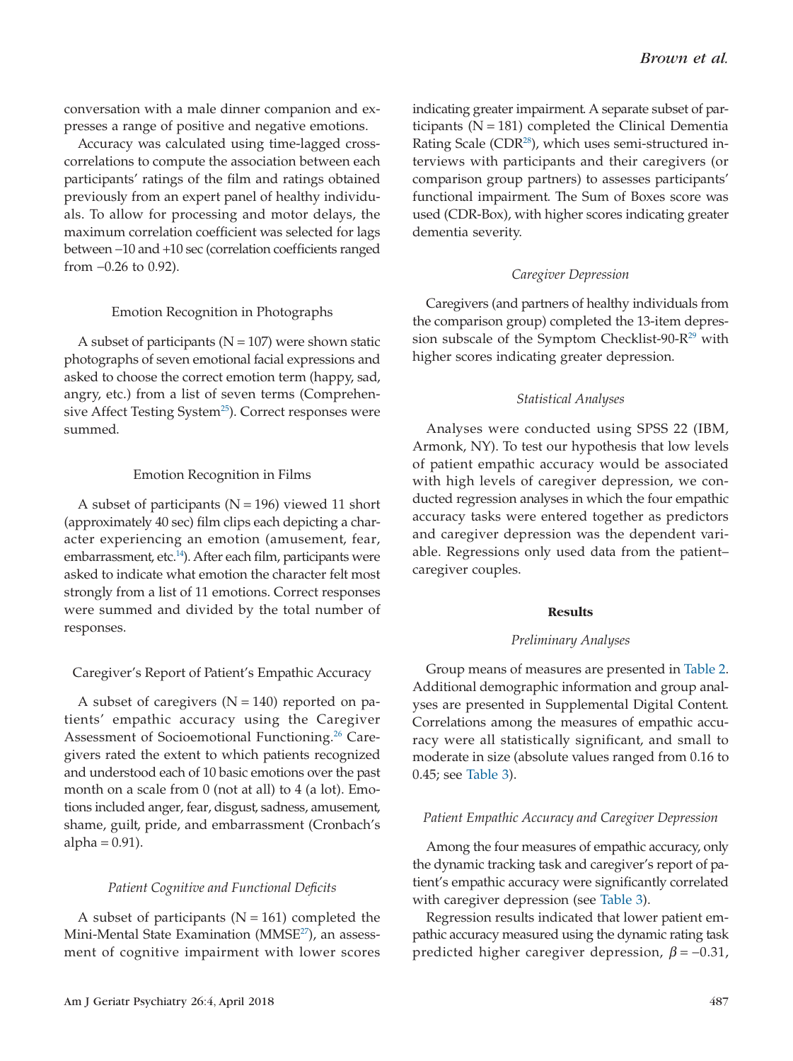conversation with a male dinner companion and expresses a range of positive and negative emotions.

Accuracy was calculated using time-lagged cross-correlations to compute the association between each participants' ratings of the film and ratings obtained previously from an expert panel of healthy individuals. To allow for processing and motor delays, the maximum correlation coefficient was selected for lags between −10 and +10 sec (correlation coefficients ranged from −0.26 to 0.92).

### Emotion Recognition in Photographs

A subset of participants (N = 107) were shown static photographs of seven emotional facial expressions and asked to choose the correct emotion term (happy, sad, angry, etc.) from a list of seven terms (Comprehensive Affect Testing System[25]). Correct responses were summed.

### Emotion Recognition in Films

A subset of participants (N = 196) viewed 11 short (approximately 40 sec) film clips each depicting a character experiencing an emotion (amusement, fear, embarrassment, etc.[14]). After each film, participants were asked to indicate what emotion the character felt most strongly from a list of 11 emotions. Correct responses were summed and divided by the total number of responses.

### Caregiver's Report of Patient's Empathic Accuracy

A subset of caregivers (N = 140) reported on patients' empathic accuracy using the Caregiver Assessment of Socioemotional Functioning.[26] Caregivers rated the extent to which patients recognized and understood each of 10 basic emotions over the past month on a scale from 0 (not at all) to 4 (a lot). Emotions included anger, fear, disgust, sadness, amusement, shame, guilt, pride, and embarrassment (Cronbach's alpha = 0.91).

### *Patient Cognitive and Functional Deficits*

A subset of participants (N = 161) completed the Mini-Mental State Examination (MMSE[27]), an assessment of cognitive impairment with lower scores indicating greater impairment. A separate subset of participants (N = 181) completed the Clinical Dementia Rating Scale (CDR[28]), which uses semi-structured interviews with participants and their caregivers (or comparison group partners) to assesses participants' functional impairment. The Sum of Boxes score was used (CDR-Box), with higher scores indicating greater dementia severity.

### *Caregiver Depression*

Caregivers (and partners of healthy individuals from the comparison group) completed the 13-item depression subscale of the Symptom Checklist-90-R[29] with higher scores indicating greater depression.

### *Statistical Analyses*

Analyses were conducted using SPSS 22 (IBM, Armonk, NY). To test our hypothesis that low levels of patient empathic accuracy would be associated with high levels of caregiver depression, we conducted regression analyses in which the four empathic accuracy tasks were entered together as predictors and caregiver depression was the dependent variable. Regressions only used data from the patient–caregiver couples.

## Results

### *Preliminary Analyses*

Group means of measures are presented in Table 2. Additional demographic information and group analyses are presented in Supplemental Digital Content. Correlations among the measures of empathic accuracy were all statistically significant, and small to moderate in size (absolute values ranged from 0.16 to 0.45; see Table 3).

### *Patient Empathic Accuracy and Caregiver Depression*

Among the four measures of empathic accuracy, only the dynamic tracking task and caregiver's report of patient's empathic accuracy were significantly correlated with caregiver depression (see Table 3).

Regression results indicated that lower patient empathic accuracy measured using the dynamic rating task predicted higher caregiver depression, $\beta = -0.31$,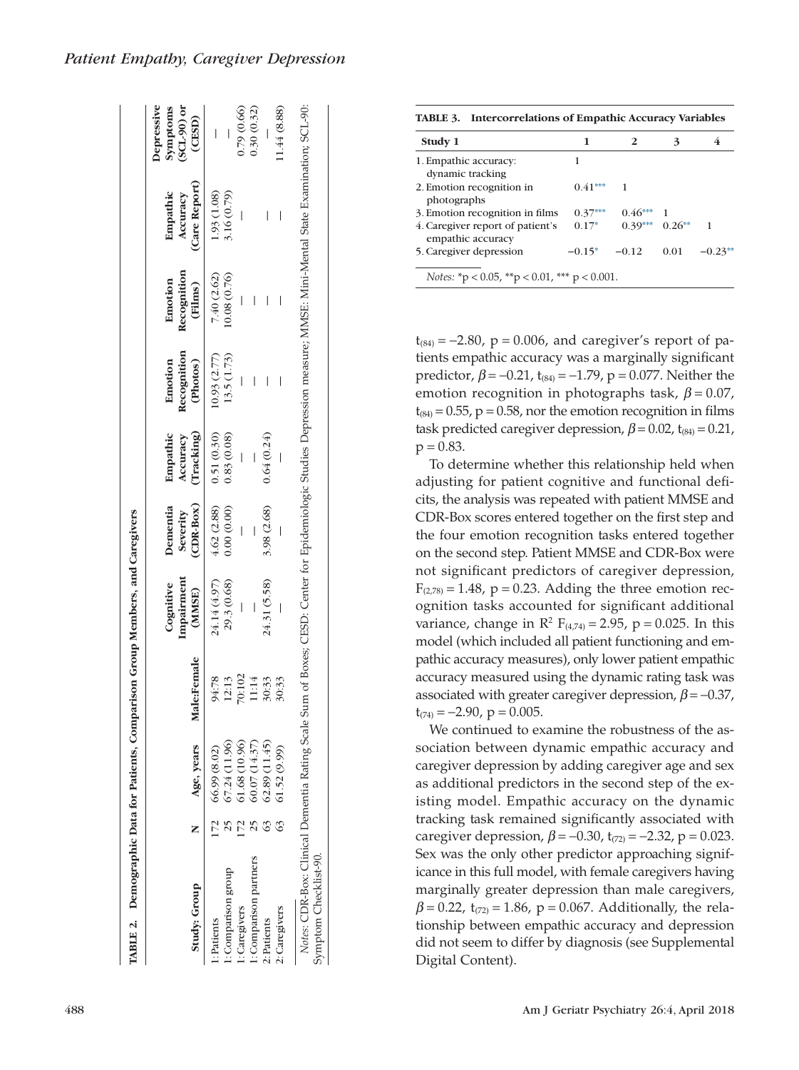**TABLE 2. Demographic Data for Patients, Comparison Group Members, and Caregivers**

| Study: Group | N | Age, years | Male:Female | Cognitive Impairment (MMSE) | Dementia Severity (CDR-Box) | Empathic Accuracy (Tracking) | Emotion Recognition (Photos) | Emotion Recognition (Films) | Empathic Accuracy (Care Report) | Depressive Symptoms (SCL-90) or (CESD) |
|---|---|---|---|---|---|---|---|---|---|---|
| 1: Patients | 172 | 66.99 (8.02) | 94:78 | 24.14 (4.97) | 4.62 (2.88) | 0.51 (0.30) | 10.93 (2.77) | 7.40 (2.62) | 1.93 (1.08) | — |
| 1: Comparison group | 25 | 67.24 (11.96) | 12:13 | 29.3 (0.68) | 0.00 (0.00) | 0.83 (0.08) | 13.5 (1.73) | 10.08 (0.76) | 3.16 (0.79) | — |
| 1: Caregivers | 172 | 61.68 (10.96) | 70:102 | — | — | — | — | — | — | 0.79 (0.66) |
| 1: Comparison partners | 25 | 60.07 (14.37) | 11:14 | — | — | — | — | — | — | 0.30 (0.32) |
| 2: Patients | 63 | 62.89 (11.45) | 30:33 | 24.31 (5.58) | 3.98 (2.68) | 0.64 (0.24) | — | — | — | — |
| 2: Caregivers | 63 | 61.52 (9.99) | 30:33 | — | — | — | — | — | — | 11.44 (8.88) |

*Notes*: CDR-Box: Clinical Dementia Rating Scale Sum of Boxes; CESD: Center for Epidemiologic Studies Depression measure; MMSE: Mini-Mental State Examination; SCL-90: Symptom Checklist-90.

**TABLE 3. Intercorrelations of Empathic Accuracy Variables**

| Study 1 | 1 | 2 | 3 | 4 |
|---|---|---|---|---|
| 1. Empathic accuracy: dynamic tracking | 1 | | | |
| 2. Emotion recognition in photographs | 0.41*** | 1 | | |
| 3. Emotion recognition in films | 0.37*** | 0.46*** | 1 | |
| 4. Caregiver report of patient's empathic accuracy | 0.17* | 0.39*** | 0.26** | 1 |
| 5. Caregiver depression | −0.15* | −0.12 | 0.01 | −0.23** |

*Notes:* *p < 0.05, **p < 0.01, *** p < 0.001.

$t_{(84)} = -2.80$, $p = 0.006$, and caregiver's report of patients empathic accuracy was a marginally significant predictor, $\beta = -0.21$, $t_{(84)} = -1.79$, $p = 0.077$. Neither the emotion recognition in photographs task, $\beta = 0.07$, $t_{(84)} = 0.55$, $p = 0.58$, nor the emotion recognition in films task predicted caregiver depression, $\beta = 0.02$, $t_{(84)} = 0.21$, $p = 0.83$.

To determine whether this relationship held when adjusting for patient cognitive and functional deficits, the analysis was repeated with patient MMSE and CDR-Box scores entered together on the first step and the four emotion recognition tasks entered together on the second step. Patient MMSE and CDR-Box were not significant predictors of caregiver depression, $F_{(2,78)} = 1.48$, $p = 0.23$. Adding the three emotion recognition tasks accounted for significant additional variance, change in $R^2$ $F_{(4,74)} = 2.95$, $p = 0.025$. In this model (which included all patient functioning and empathic accuracy measures), only lower patient empathic accuracy measured using the dynamic rating task was associated with greater caregiver depression, $\beta = -0.37$, $t_{(74)} = -2.90$, $p = 0.005$.

We continued to examine the robustness of the association between dynamic empathic accuracy and caregiver depression by adding caregiver age and sex as additional predictors in the second step of the existing model. Empathic accuracy on the dynamic tracking task remained significantly associated with caregiver depression, $\beta = -0.30$, $t_{(72)} = -2.32$, $p = 0.023$. Sex was the only other predictor approaching significance in this full model, with female caregivers having marginally greater depression than male caregivers, $\beta = 0.22$, $t_{(72)} = 1.86$, $p = 0.067$. Additionally, the relationship between empathic accuracy and depression did not seem to differ by diagnosis (see Supplemental Digital Content).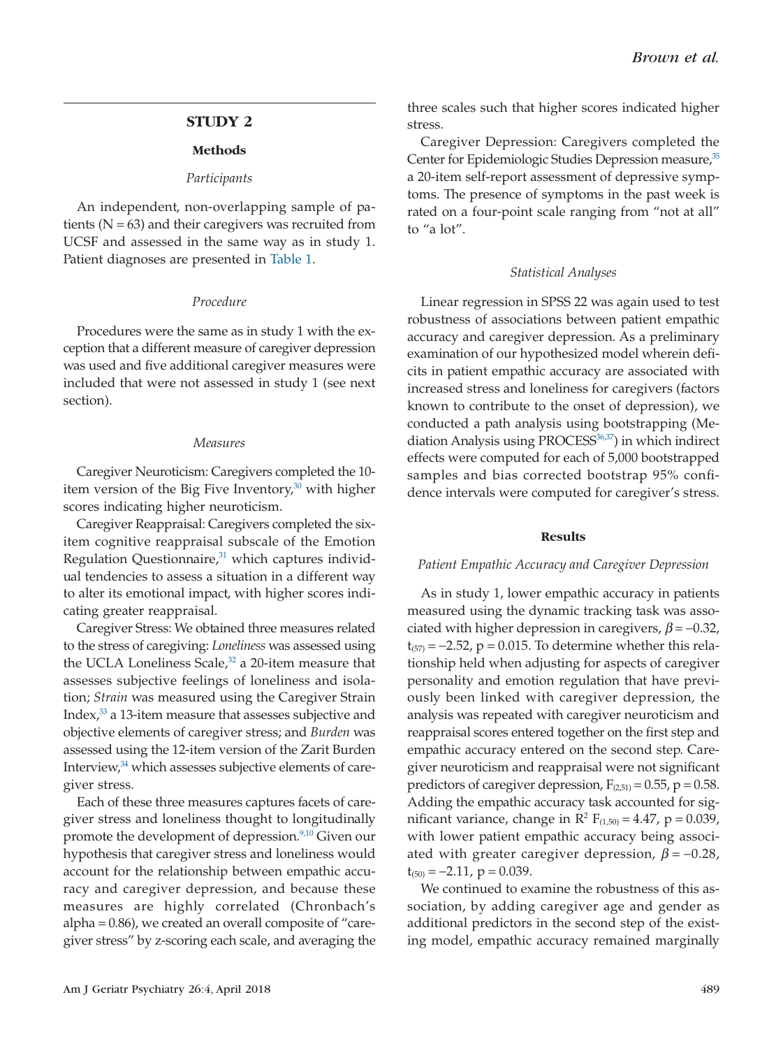## STUDY 2

### Methods

#### *Participants*

An independent, non-overlapping sample of patients (N = 63) and their caregivers was recruited from UCSF and assessed in the same way as in study 1. Patient diagnoses are presented in Table 1.

#### *Procedure*

Procedures were the same as in study 1 with the exception that a different measure of caregiver depression was used and five additional caregiver measures were included that were not assessed in study 1 (see next section).

#### *Measures*

Caregiver Neuroticism: Caregivers completed the 10-item version of the Big Five Inventory,[30] with higher scores indicating higher neuroticism.

Caregiver Reappraisal: Caregivers completed the six-item cognitive reappraisal subscale of the Emotion Regulation Questionnaire,[31] which captures individual tendencies to assess a situation in a different way to alter its emotional impact, with higher scores indicating greater reappraisal.

Caregiver Stress: We obtained three measures related to the stress of caregiving: *Loneliness* was assessed using the UCLA Loneliness Scale,[32] a 20-item measure that assesses subjective feelings of loneliness and isolation; *Strain* was measured using the Caregiver Strain Index,[33] a 13-item measure that assesses subjective and objective elements of caregiver stress; and *Burden* was assessed using the 12-item version of the Zarit Burden Interview,[34] which assesses subjective elements of caregiver stress.

Each of these three measures captures facets of caregiver stress and loneliness thought to longitudinally promote the development of depression.[9,10] Given our hypothesis that caregiver stress and loneliness would account for the relationship between empathic accuracy and caregiver depression, and because these measures are highly correlated (Chronbach's alpha = 0.86), we created an overall composite of "caregiver stress" by z-scoring each scale, and averaging the three scales such that higher scores indicated higher stress.

Caregiver Depression: Caregivers completed the Center for Epidemiologic Studies Depression measure,[35] a 20-item self-report assessment of depressive symptoms. The presence of symptoms in the past week is rated on a four-point scale ranging from "not at all" to "a lot".

#### *Statistical Analyses*

Linear regression in SPSS 22 was again used to test robustness of associations between patient empathic accuracy and caregiver depression. As a preliminary examination of our hypothesized model wherein deficits in patient empathic accuracy are associated with increased stress and loneliness for caregivers (factors known to contribute to the onset of depression), we conducted a path analysis using bootstrapping (Mediation Analysis using PROCESS[36,37]) in which indirect effects were computed for each of 5,000 bootstrapped samples and bias corrected bootstrap 95% confidence intervals were computed for caregiver's stress.

### Results

#### *Patient Empathic Accuracy and Caregiver Depression*

As in study 1, lower empathic accuracy in patients measured using the dynamic tracking task was associated with higher depression in caregivers, $\beta = -0.32$, $t_{(57)} = -2.52$, $p = 0.015$. To determine whether this relationship held when adjusting for aspects of caregiver personality and emotion regulation that have previously been linked with caregiver depression, the analysis was repeated with caregiver neuroticism and reappraisal scores entered together on the first step and empathic accuracy entered on the second step. Caregiver neuroticism and reapprasial were not significant predictors of caregiver depression, $F_{(2,51)} = 0.55$, $p = 0.58$. Adding the empathic accuracy task accounted for significant variance, change in $R^2$ $F_{(1,50)} = 4.47$, $p = 0.039$, with lower patient empathic accuracy being associated with greater caregiver depression, $\beta = -0.28$, $t_{(50)} = -2.11$, $p = 0.039$.

We continued to examine the robustness of this association, by adding caregiver age and gender as additional predictors in the second step of the existing model, empathic accuracy remained marginally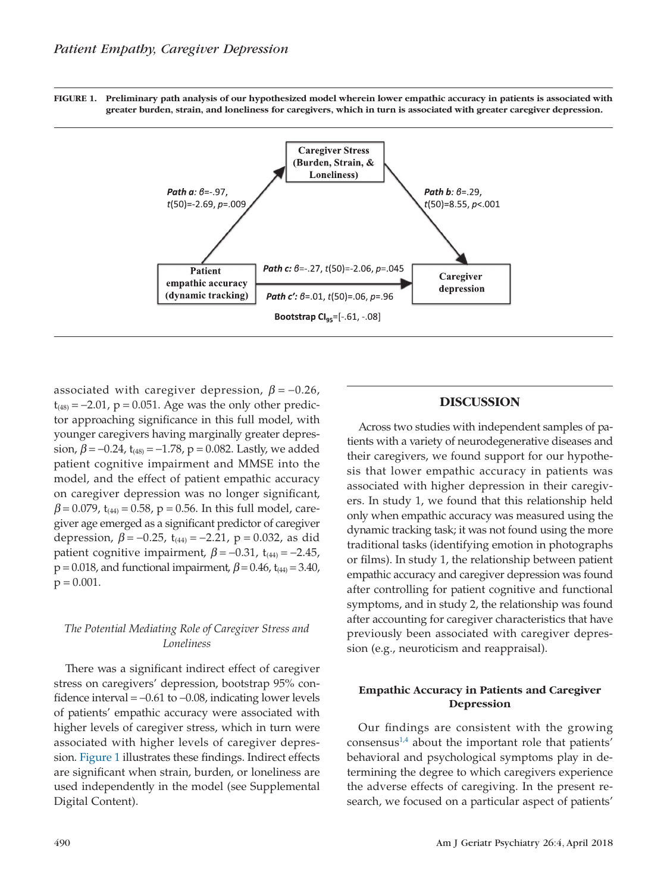**FIGURE 1. Preliminary path analysis of our hypothesized model wherein lower empathic accuracy in patients is associated with greater burden, strain, and loneliness for caregivers, which in turn is associated with greater caregiver depression.**

Caregiver Stress (Burden, Strain, & Loneliness)

***Path a:*** $\beta$=-.97, $t(50)$=-2.69, $p$=.009

***Path b:*** $\beta$=.29, $t(50)$=8.55, $p$<.001

Patient empathic accuracy (dynamic tracking)

***Path c:*** $\beta$=-.27, $t(50)$=-2.06, $p$=.045

***Path c':*** $\beta$=.01, $t(50)$=.06, $p$=.96

Caregiver depression

**Bootstrap $CI_{95}$**=[-.61, -.08]

associated with caregiver depression, $\beta = -0.26$, $t_{(48)} = -2.01$, $p = 0.051$. Age was the only other predictor approaching significance in this full model, with younger caregivers having marginally greater depression, $\beta = -0.24$, $t_{(48)} = -1.78$, $p = 0.082$. Lastly, we added patient cognitive impairment and MMSE into the model, and the effect of patient empathic accuracy on caregiver depression was no longer significant, $\beta = 0.079$, $t_{(44)} = 0.58$, $p = 0.56$. In this full model, caregiver age emerged as a significant predictor of caregiver depression, $\beta = -0.25$, $t_{(44)} = -2.21$, $p = 0.032$, as did patient cognitive impairment, $\beta = -0.31$, $t_{(44)} = -2.45$, $p = 0.018$, and functional impairment, $\beta = 0.46$, $t_{(44)} = 3.40$, $p = 0.001$.

### *The Potential Mediating Role of Caregiver Stress and Loneliness*

There was a significant indirect effect of caregiver stress on caregivers' depression, bootstrap 95% confidence interval = –0.61 to –0.08, indicating lower levels of patients' empathic accuracy were associated with higher levels of caregiver stress, which in turn were associated with higher levels of caregiver depression. Figure 1 illustrates these findings. Indirect effects are significant when strain, burden, or loneliness are used independently in the model (see Supplemental Digital Content).

## DISCUSSION

Across two studies with independent samples of patients with a variety of neurodegenerative diseases and their caregivers, we found support for our hypothesis that lower empathic accuracy in patients was associated with higher depression in their caregivers. In study 1, we found that this relationship held only when empathic accuracy was measured using the dynamic tracking task; it was not found using the more traditional tasks (identifying emotion in photographs or films). In study 1, the relationship between patient empathic accuracy and caregiver depression was found after controlling for patient cognitive and functional symptoms, and in study 2, the relationship was found after accounting for caregiver characteristics that have previously been associated with caregiver depression (e.g., neuroticism and reappraisal).

### Empathic Accuracy in Patients and Caregiver Depression

Our findings are consistent with the growing consensus[1,4] about the important role that patients' behavioral and psychological symptoms play in determining the degree to which caregivers experience the adverse effects of caregiving. In the present research, we focused on a particular aspect of patients'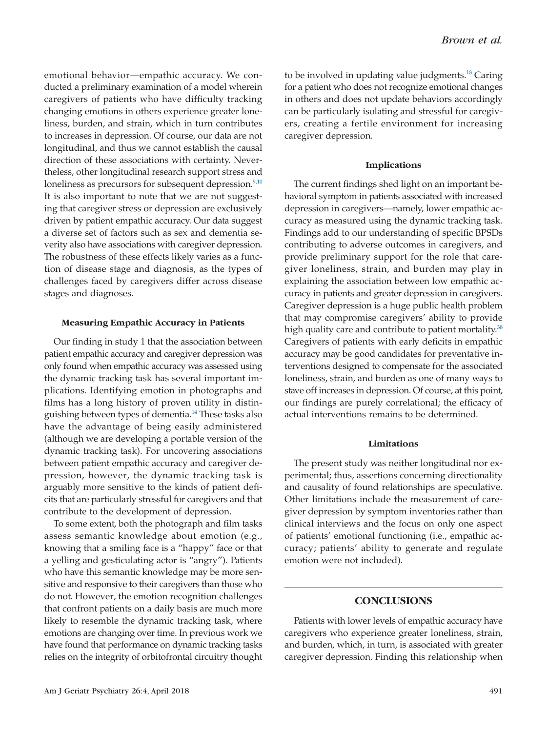emotional behavior—empathic accuracy. We conducted a preliminary examination of a model wherein caregivers of patients who have difficulty tracking changing emotions in others experience greater loneliness, burden, and strain, which in turn contributes to increases in depression. Of course, our data are not longitudinal, and thus we cannot establish the causal direction of these associations with certainty. Nevertheless, other longitudinal research support stress and loneliness as precursors for subsequent depression.[9,10] It is also important to note that we are not suggesting that caregiver stress or depression are exclusively driven by patient empathic accuracy. Our data suggest a diverse set of factors such as sex and dementia severity also have associations with caregiver depression. The robustness of these effects likely varies as a function of disease stage and diagnosis, as the types of challenges faced by caregivers differ across disease stages and diagnoses.

#### Measuring Empathic Accuracy in Patients

Our finding in study 1 that the association between patient empathic accuracy and caregiver depression was only found when empathic accuracy was assessed using the dynamic tracking task has several important implications. Identifying emotion in photographs and films has a long history of proven utility in distinguishing between types of dementia.[14] These tasks also have the advantage of being easily administered (although we are developing a portable version of the dynamic tracking task). For uncovering associations between patient empathic accuracy and caregiver depression, however, the dynamic tracking task is arguably more sensitive to the kinds of patient deficits that are particularly stressful for caregivers and that contribute to the development of depression.

To some extent, both the photograph and film tasks assess semantic knowledge about emotion (e.g., knowing that a smiling face is a "happy" face or that a yelling and gesticulating actor is "angry"). Patients who have this semantic knowledge may be more sensitive and responsive to their caregivers than those who do not. However, the emotion recognition challenges that confront patients on a daily basis are much more likely to resemble the dynamic tracking task, where emotions are changing over time. In previous work we have found that performance on dynamic tracking tasks relies on the integrity of orbitofrontal circuitry thought to be involved in updating value judgments.[18] Caring for a patient who does not recognize emotional changes in others and does not update behaviors accordingly can be particularly isolating and stressful for caregivers, creating a fertile environment for increasing caregiver depression.

#### Implications

The current findings shed light on an important behavioral symptom in patients associated with increased depression in caregivers—namely, lower empathic accuracy as measured using the dynamic tracking task. Findings add to our understanding of specific BPSDs contributing to adverse outcomes in caregivers, and provide preliminary support for the role that caregiver loneliness, strain, and burden may play in explaining the association between low empathic accuracy in patients and greater depression in caregivers. Caregiver depression is a huge public health problem that may compromise caregivers' ability to provide high quality care and contribute to patient mortality.[38] Caregivers of patients with early deficits in empathic accuracy may be good candidates for preventative interventions designed to compensate for the associated loneliness, strain, and burden as one of many ways to stave off increases in depression. Of course, at this point, our findings are purely correlational; the efficacy of actual interventions remains to be determined.

#### Limitations

The present study was neither longitudinal nor experimental; thus, assertions concerning directionality and causality of found relationships are speculative. Other limitations include the measurement of caregiver depression by symptom inventories rather than clinical interviews and the focus on only one aspect of patients' emotional functioning (i.e., empathic accuracy; patients' ability to generate and regulate emotion were not included).

## CONCLUSIONS

Patients with lower levels of empathic accuracy have caregivers who experience greater loneliness, strain, and burden, which, in turn, is associated with greater caregiver depression. Finding this relationship when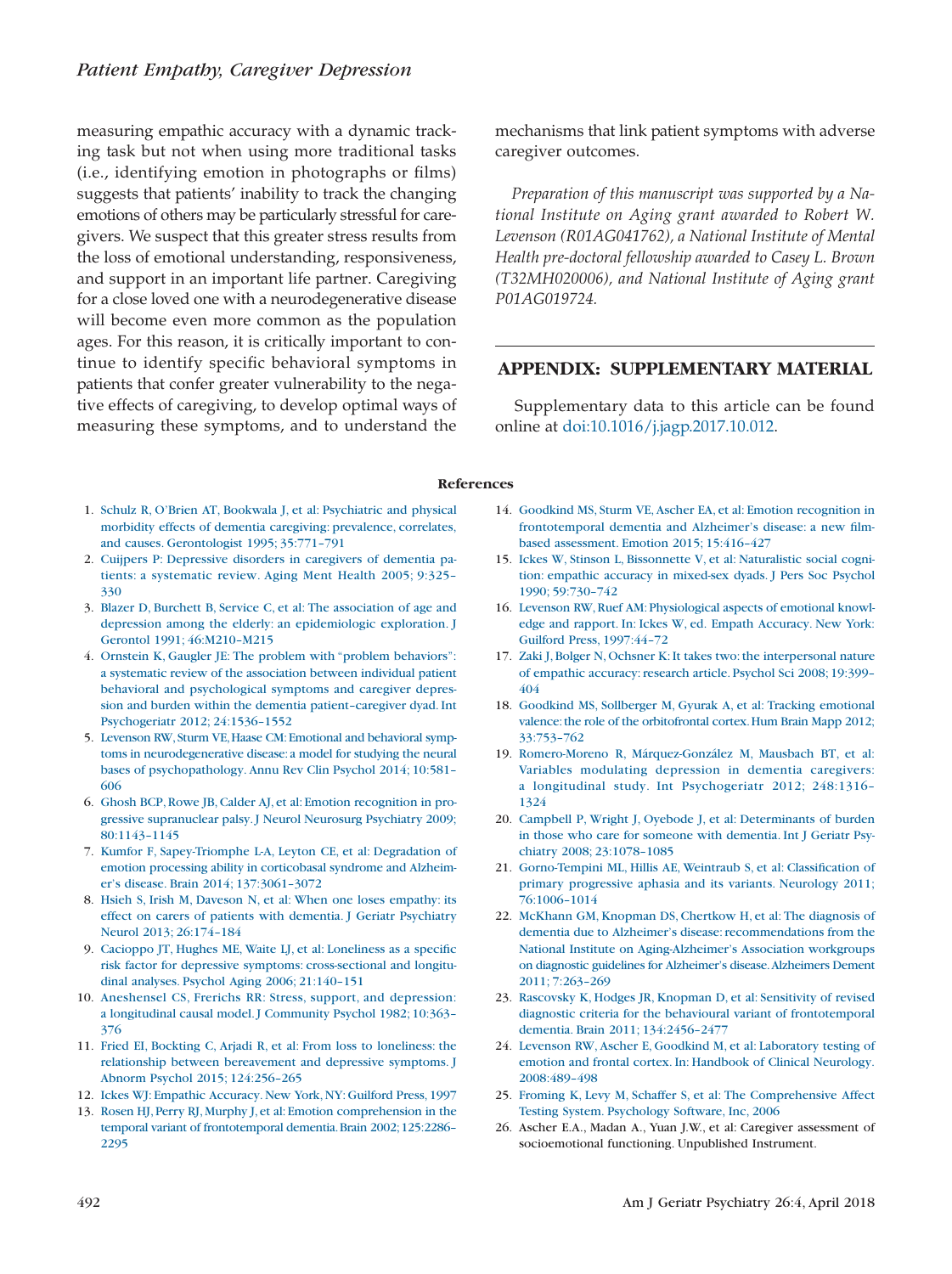measuring empathic accuracy with a dynamic tracking task but not when using more traditional tasks (i.e., identifying emotion in photographs or films) suggests that patients' inability to track the changing emotions of others may be particularly stressful for caregivers. We suspect that this greater stress results from the loss of emotional understanding, responsiveness, and support in an important life partner. Caregiving for a close loved one with a neurodegenerative disease will become even more common as the population ages. For this reason, it is critically important to continue to identify specific behavioral symptoms in patients that confer greater vulnerability to the negative effects of caregiving, to develop optimal ways of measuring these symptoms, and to understand the mechanisms that link patient symptoms with adverse caregiver outcomes.

*Preparation of this manuscript was supported by a National Institute on Aging grant awarded to Robert W. Levenson (R01AG041762), a National Institute of Mental Health pre-doctoral fellowship awarded to Casey L. Brown (T32MH020006), and National Institute of Aging grant P01AG019724.*

## APPENDIX: SUPPLEMENTARY MATERIAL

Supplementary data to this article can be found online at doi:10.1016/j.jagp.2017.10.012.

### References

1. Schulz R, O'Brien AT, Bookwala J, et al: Psychiatric and physical morbidity effects of dementia caregiving: prevalence, correlates, and causes. Gerontologist 1995; 35:771–791
2. Cuijpers P: Depressive disorders in caregivers of dementia patients: a systematic review. Aging Ment Health 2005; 9:325–330
3. Blazer D, Burchett B, Service C, et al: The association of age and depression among the elderly: an epidemiologic exploration. J Gerontol 1991; 46:M210–M215
4. Ornstein K, Gaugler JE: The problem with "problem behaviors": a systematic review of the association between individual patient behavioral and psychological symptoms and caregiver depression and burden within the dementia patient–caregiver dyad. Int Psychogeriatr 2012; 24:1536–1552
5. Levenson RW, Sturm VE, Haase CM: Emotional and behavioral symptoms in neurodegenerative disease: a model for studying the neural bases of psychopathology. Annu Rev Clin Psychol 2014; 10:581–606
6. Ghosh BCP, Rowe JB, Calder AJ, et al: Emotion recognition in progressive supranuclear palsy. J Neurol Neurosurg Psychiatry 2009; 80:1143–1145
7. Kumfor F, Sapey-Triomphe L-A, Leyton CE, et al: Degradation of emotion processing ability in corticobasal syndrome and Alzheimer's disease. Brain 2014; 137:3061–3072
8. Hsieh S, Irish M, Daveson N, et al: When one loses empathy: its effect on carers of patients with dementia. J Geriatr Psychiatry Neurol 2013; 26:174–184
9. Cacioppo JT, Hughes ME, Waite LJ, et al: Loneliness as a specific risk factor for depressive symptoms: cross-sectional and longitudinal analyses. Psychol Aging 2006; 21:140–151
10. Aneshensel CS, Frerichs RR: Stress, support, and depression: a longitudinal causal model. J Community Psychol 1982; 10:363–376
11. Fried EI, Bockting C, Arjadi R, et al: From loss to loneliness: the relationship between bereavement and depressive symptoms. J Abnorm Psychol 2015; 124:256–265
12. Ickes WJ: Empathic Accuracy. New York, NY: Guilford Press, 1997
13. Rosen HJ, Perry RJ, Murphy J, et al: Emotion comprehension in the temporal variant of frontotemporal dementia. Brain 2002; 125:2286–2295
14. Goodkind MS, Sturm VE, Ascher EA, et al: Emotion recognition in frontotemporal dementia and Alzheimer's disease: a new film-based assessment. Emotion 2015; 15:416–427
15. Ickes W, Stinson L, Bissonnette V, et al: Naturalistic social cognition: empathic accuracy in mixed-sex dyads. J Pers Soc Psychol 1990; 59:730–742
16. Levenson RW, Ruef AM: Physiological aspects of emotional knowledge and rapport. In: Ickes W, ed. Empath Accuracy. New York: Guilford Press, 1997:44–72
17. Zaki J, Bolger N, Ochsner K: It takes two: the interpersonal nature of empathic accuracy: research article. Psychol Sci 2008; 19:399–404
18. Goodkind MS, Sollberger M, Gyurak A, et al: Tracking emotional valence: the role of the orbitofrontal cortex. Hum Brain Mapp 2012; 33:753–762
19. Romero-Moreno R, Márquez-González M, Mausbach BT, et al: Variables modulating depression in dementia caregivers: a longitudinal study. Int Psychogeriatr 2012; 248:1316–1324
20. Campbell P, Wright J, Oyebode J, et al: Determinants of burden in those who care for someone with dementia. Int J Geriatr Psychiatry 2008; 23:1078–1085
21. Gorno-Tempini ML, Hillis AE, Weintraub S, et al: Classification of primary progressive aphasia and its variants. Neurology 2011; 76:1006–1014
22. McKhann GM, Knopman DS, Chertkow H, et al: The diagnosis of dementia due to Alzheimer's disease: recommendations from the National Institute on Aging-Alzheimer's Association workgroups on diagnostic guidelines for Alzheimer's disease. Alzheimers Dement 2011; 7:263–269
23. Rascovsky K, Hodges JR, Knopman D, et al: Sensitivity of revised diagnostic criteria for the behavioural variant of frontotemporal dementia. Brain 2011; 134:2456–2477
24. Levenson RW, Ascher E, Goodkind M, et al: Laboratory testing of emotion and frontal cortex. In: Handbook of Clinical Neurology. 2008:489–498
25. Froming K, Levy M, Schaffer S, et al: The Comprehensive Affect Testing System. Psychology Software, Inc, 2006
26. Ascher E.A., Madan A., Yuan J.W., et al: Caregiver assessment of socioemotional functioning. Unpublished Instrument.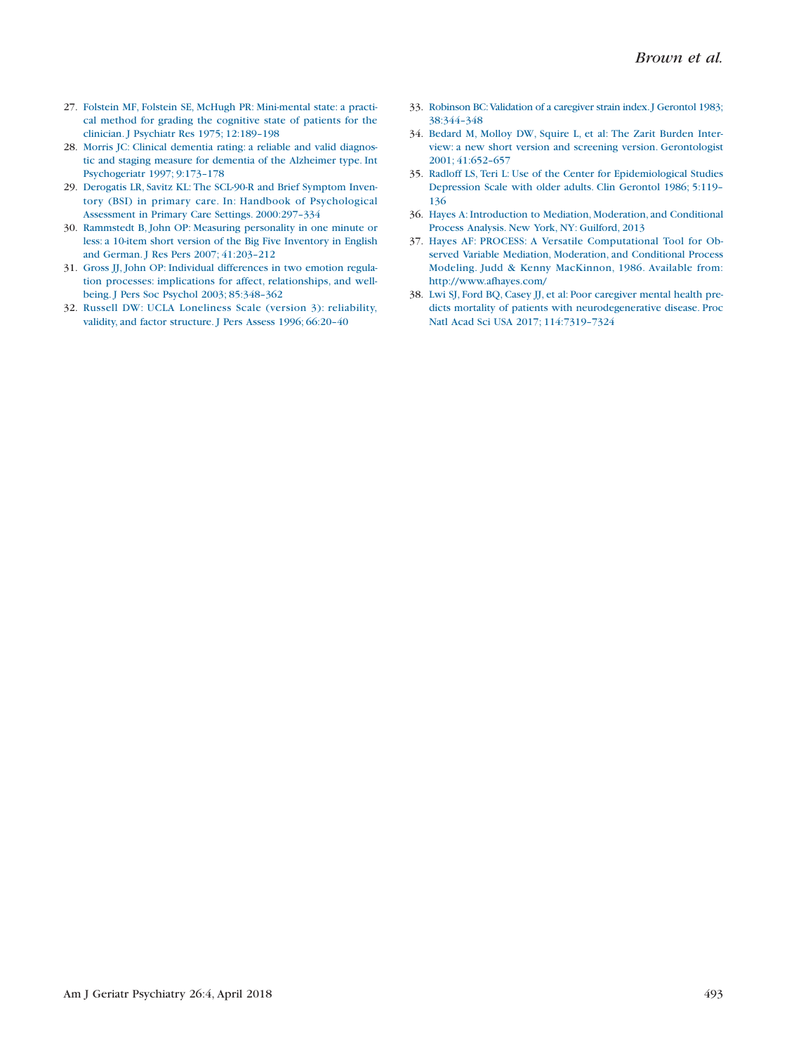27. Folstein MF, Folstein SE, McHugh PR: Mini-mental state: a practical method for grading the cognitive state of patients for the clinician. J Psychiatr Res 1975; 12:189–198
28. Morris JC: Clinical dementia rating: a reliable and valid diagnostic and staging measure for dementia of the Alzheimer type. Int Psychogeriatr 1997; 9:173–178
29. Derogatis LR, Savitz KL: The SCL-90-R and Brief Symptom Inventory (BSI) in primary care. In: Handbook of Psychological Assessment in Primary Care Settings. 2000:297–334
30. Rammstedt B, John OP: Measuring personality in one minute or less: a 10-item short version of the Big Five Inventory in English and German. J Res Pers 2007; 41:203–212
31. Gross JJ, John OP: Individual differences in two emotion regulation processes: implications for affect, relationships, and well-being. J Pers Soc Psychol 2003; 85:348–362
32. Russell DW: UCLA Loneliness Scale (version 3): reliability, validity, and factor structure. J Pers Assess 1996; 66:20–40
33. Robinson BC: Validation of a caregiver strain index. J Gerontol 1983; 38:344–348
34. Bedard M, Molloy DW, Squire L, et al: The Zarit Burden Interview: a new short version and screening version. Gerontologist 2001; 41:652–657
35. Radloff LS, Teri L: Use of the Center for Epidemiological Studies Depression Scale with older adults. Clin Gerontol 1986; 5:119–136
36. Hayes A: Introduction to Mediation, Moderation, and Conditional Process Analysis. New York, NY: Guilford, 2013
37. Hayes AF: PROCESS: A Versatile Computational Tool for Observed Variable Mediation, Moderation, and Conditional Process Modeling. Judd & Kenny MacKinnon, 1986. Available from: http://www.afhayes.com/
38. Lwi SJ, Ford BQ, Casey JJ, et al: Poor caregiver mental health predicts mortality of patients with neurodegenerative disease. Proc Natl Acad Sci USA 2017; 114:7319–7324